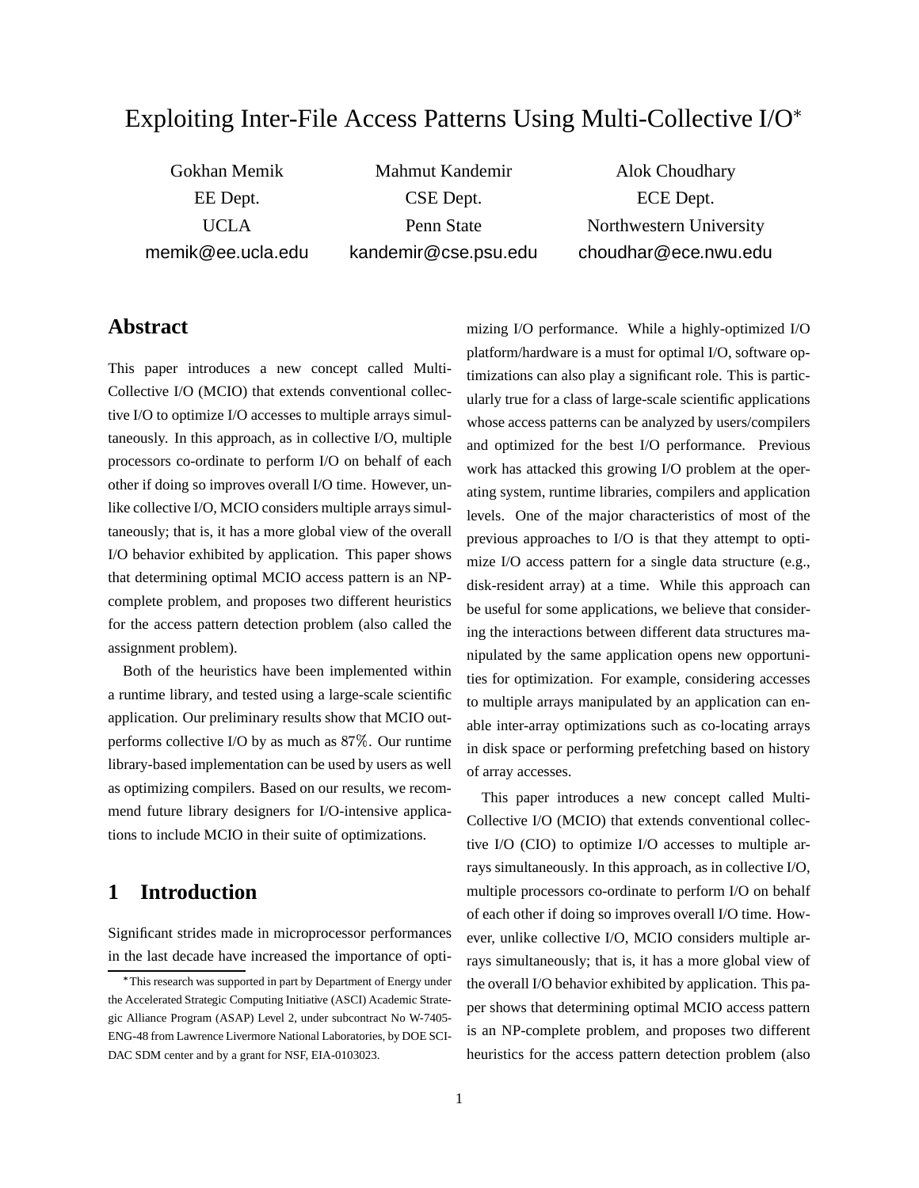# Exploiting Inter-File Access Patterns Using Multi-Collective I/O*

| Gokhan Memik | Mahmut Kandemir | Alok Choudhary |
|---|---|---|
| EE Dept. | CSE Dept. | ECE Dept. |
| UCLA | Penn State | Northwestern University |
| memik@ee.ucla.edu | kandemir@cse.psu.edu | choudhar@ece.nwu.edu |

## Abstract

This paper introduces a new concept called Multi-Collective I/O (MCIO) that extends conventional collective I/O to optimize I/O accesses to multiple arrays simultaneously. In this approach, as in collective I/O, multiple processors co-ordinate to perform I/O on behalf of each other if doing so improves overall I/O time. However, unlike collective I/O, MCIO considers multiple arrays simultaneously; that is, it has a more global view of the overall I/O behavior exhibited by application. This paper shows that determining optimal MCIO access pattern is an NP-complete problem, and proposes two different heuristics for the access pattern detection problem (also called the assignment problem).

Both of the heuristics have been implemented within a runtime library, and tested using a large-scale scientific application. Our preliminary results show that MCIO outperforms collective I/O by as much as 87%. Our runtime library-based implementation can be used by users as well as optimizing compilers. Based on our results, we recommend future library designers for I/O-intensive applications to include MCIO in their suite of optimizations.

## 1 Introduction

Significant strides made in microprocessor performances in the last decade have increased the importance of optimizing I/O performance. While a highly-optimized I/O platform/hardware is a must for optimal I/O, software optimizations can also play a significant role. This is particularly true for a class of large-scale scientific applications whose access patterns can be analyzed by users/compilers and optimized for the best I/O performance. Previous work has attacked this growing I/O problem at the operating system, runtime libraries, compilers and application levels. One of the major characteristics of most of the previous approaches to I/O is that they attempt to optimize I/O access pattern for a single data structure (e.g., disk-resident array) at a time. While this approach can be useful for some applications, we believe that considering the interactions between different data structures manipulated by the same application opens new opportunities for optimization. For example, considering accesses to multiple arrays manipulated by an application can enable inter-array optimizations such as co-locating arrays in disk space or performing prefetching based on history of array accesses.

This paper introduces a new concept called Multi-Collective I/O (MCIO) that extends conventional collective I/O (CIO) to optimize I/O accesses to multiple arrays simultaneously. In this approach, as in collective I/O, multiple processors co-ordinate to perform I/O on behalf of each other if doing so improves overall I/O time. However, unlike collective I/O, MCIO considers multiple arrays simultaneously; that is, it has a more global view of the overall I/O behavior exhibited by application. This paper shows that determining optimal MCIO access pattern is an NP-complete problem, and proposes two different heuristics for the access pattern detection problem (also

*This research was supported in part by Department of Energy under the Accelerated Strategic Computing Initiative (ASCI) Academic Strategic Alliance Program (ASAP) Level 2, under subcontract No W-7405-ENG-48 from Lawrence Livermore National Laboratories, by DOE SCIDAC SDM center and by a grant for NSF, EIA-0103023.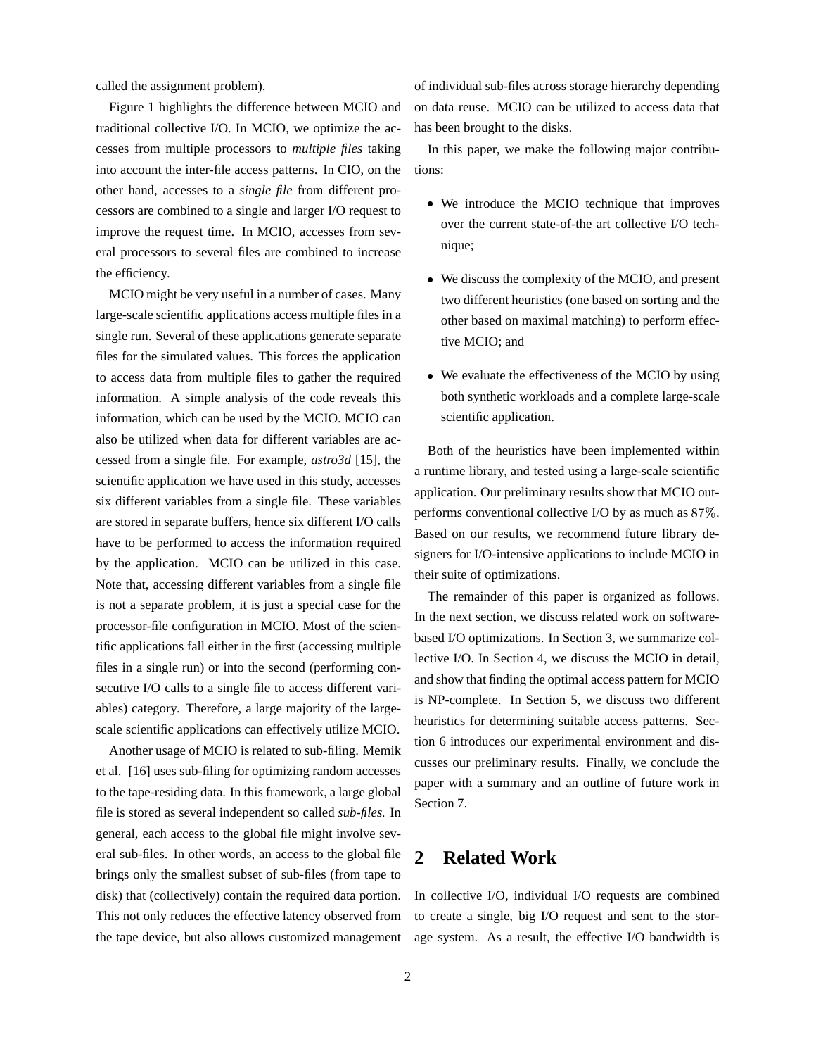called the assignment problem).

Figure 1 highlights the difference between MCIO and traditional collective I/O. In MCIO, we optimize the accesses from multiple processors to *multiple files* taking into account the inter-file access patterns. In CIO, on the other hand, accesses to a *single file* from different processors are combined to a single and larger I/O request to improve the request time. In MCIO, accesses from several processors to several files are combined to increase the efficiency.

MCIO might be very useful in a number of cases. Many large-scale scientific applications access multiple files in a single run. Several of these applications generate separate files for the simulated values. This forces the application to access data from multiple files to gather the required information. A simple analysis of the code reveals this information, which can be used by the MCIO. MCIO can also be utilized when data for different variables are accessed from a single file. For example, *astro3d* [15], the scientific application we have used in this study, accesses six different variables from a single file. These variables are stored in separate buffers, hence six different I/O calls have to be performed to access the information required by the application. MCIO can be utilized in this case. Note that, accessing different variables from a single file is not a separate problem, it is just a special case for the processor-file configuration in MCIO. Most of the scientific applications fall either in the first (accessing multiple files in a single run) or into the second (performing consecutive I/O calls to a single file to access different variables) category. Therefore, a large majority of the large-scale scientific applications can effectively utilize MCIO.

Another usage of MCIO is related to sub-filing. Memik et al. [16] uses sub-filing for optimizing random accesses to the tape-residing data. In this framework, a large global file is stored as several independent so called *sub-files.* In general, each access to the global file might involve several sub-files. In other words, an access to the global file brings only the smallest subset of sub-files (from tape to disk) that (collectively) contain the required data portion. This not only reduces the effective latency observed from the tape device, but also allows customized management of individual sub-files across storage hierarchy depending on data reuse. MCIO can be utilized to access data that has been brought to the disks.

In this paper, we make the following major contributions:

- We introduce the MCIO technique that improves over the current state-of-the art collective I/O technique;
- We discuss the complexity of the MCIO, and present two different heuristics (one based on sorting and the other based on maximal matching) to perform effective MCIO; and
- We evaluate the effectiveness of the MCIO by using both synthetic workloads and a complete large-scale scientific application.

Both of the heuristics have been implemented within a runtime library, and tested using a large-scale scientific application. Our preliminary results show that MCIO outperforms conventional collective I/O by as much as $87\%$. Based on our results, we recommend future library designers for I/O-intensive applications to include MCIO in their suite of optimizations.

The remainder of this paper is organized as follows. In the next section, we discuss related work on software-based I/O optimizations. In Section 3, we summarize collective I/O. In Section 4, we discuss the MCIO in detail, and show that finding the optimal access pattern for MCIO is NP-complete. In Section 5, we discuss two different heuristics for determining suitable access patterns. Section 6 introduces our experimental environment and discusses our preliminary results. Finally, we conclude the paper with a summary and an outline of future work in Section 7.

## 2 Related Work

In collective I/O, individual I/O requests are combined to create a single, big I/O request and sent to the storage system. As a result, the effective I/O bandwidth is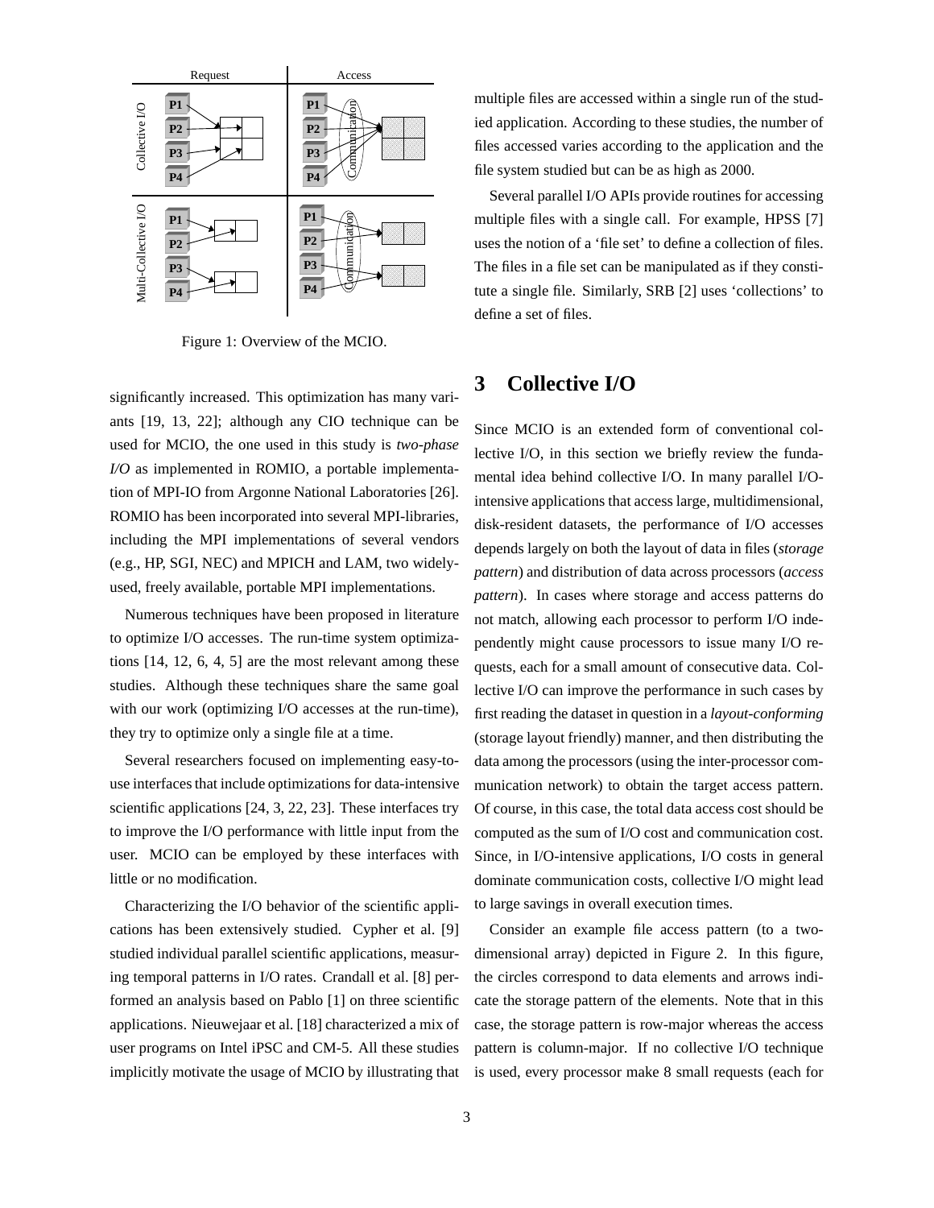Figure 1: Overview of the MCIO.

significantly increased. This optimization has many variants [19, 13, 22]; although any CIO technique can be used for MCIO, the one used in this study is *two-phase I/O* as implemented in ROMIO, a portable implementation of MPI-IO from Argonne National Laboratories [26]. ROMIO has been incorporated into several MPI-libraries, including the MPI implementations of several vendors (e.g., HP, SGI, NEC) and MPICH and LAM, two widely-used, freely available, portable MPI implementations.

Numerous techniques have been proposed in literature to optimize I/O accesses. The run-time system optimizations [14, 12, 6, 4, 5] are the most relevant among these studies. Although these techniques share the same goal with our work (optimizing I/O accesses at the run-time), they try to optimize only a single file at a time.

Several researchers focused on implementing easy-to-use interfaces that include optimizations for data-intensive scientific applications [24, 3, 22, 23]. These interfaces try to improve the I/O performance with little input from the user. MCIO can be employed by these interfaces with little or no modification.

Characterizing the I/O behavior of the scientific applications has been extensively studied. Cypher et al. [9] studied individual parallel scientific applications, measuring temporal patterns in I/O rates. Crandall et al. [8] performed an analysis based on Pablo [1] on three scientific applications. Nieuwejaar et al. [18] characterized a mix of user programs on Intel iPSC and CM-5. All these studies implicitly motivate the usage of MCIO by illustrating that multiple files are accessed within a single run of the studied application. According to these studies, the number of files accessed varies according to the application and the file system studied but can be as high as 2000.

Several parallel I/O APIs provide routines for accessing multiple files with a single call. For example, HPSS [7] uses the notion of a 'file set' to define a collection of files. The files in a file set can be manipulated as if they constitute a single file. Similarly, SRB [2] uses 'collections' to define a set of files.

# 3 Collective I/O

Since MCIO is an extended form of conventional collective I/O, in this section we briefly review the fundamental idea behind collective I/O. In many parallel I/O-intensive applications that access large, multidimensional, disk-resident datasets, the performance of I/O accesses depends largely on both the layout of data in files (*storage pattern*) and distribution of data across processors (*access pattern*). In cases where storage and access patterns do not match, allowing each processor to perform I/O independently might cause processors to issue many I/O requests, each for a small amount of consecutive data. Collective I/O can improve the performance in such cases by first reading the dataset in question in a *layout-conforming* (storage layout friendly) manner, and then distributing the data among the processors (using the inter-processor communication network) to obtain the target access pattern. Of course, in this case, the total data access cost should be computed as the sum of I/O cost and communication cost. Since, in I/O-intensive applications, I/O costs in general dominate communication costs, collective I/O might lead to large savings in overall execution times.

Consider an example file access pattern (to a two-dimensional array) depicted in Figure 2. In this figure, the circles correspond to data elements and arrows indicate the storage pattern of the elements. Note that in this case, the storage pattern is row-major whereas the access pattern is column-major. If no collective I/O technique is used, every processor make 8 small requests (each for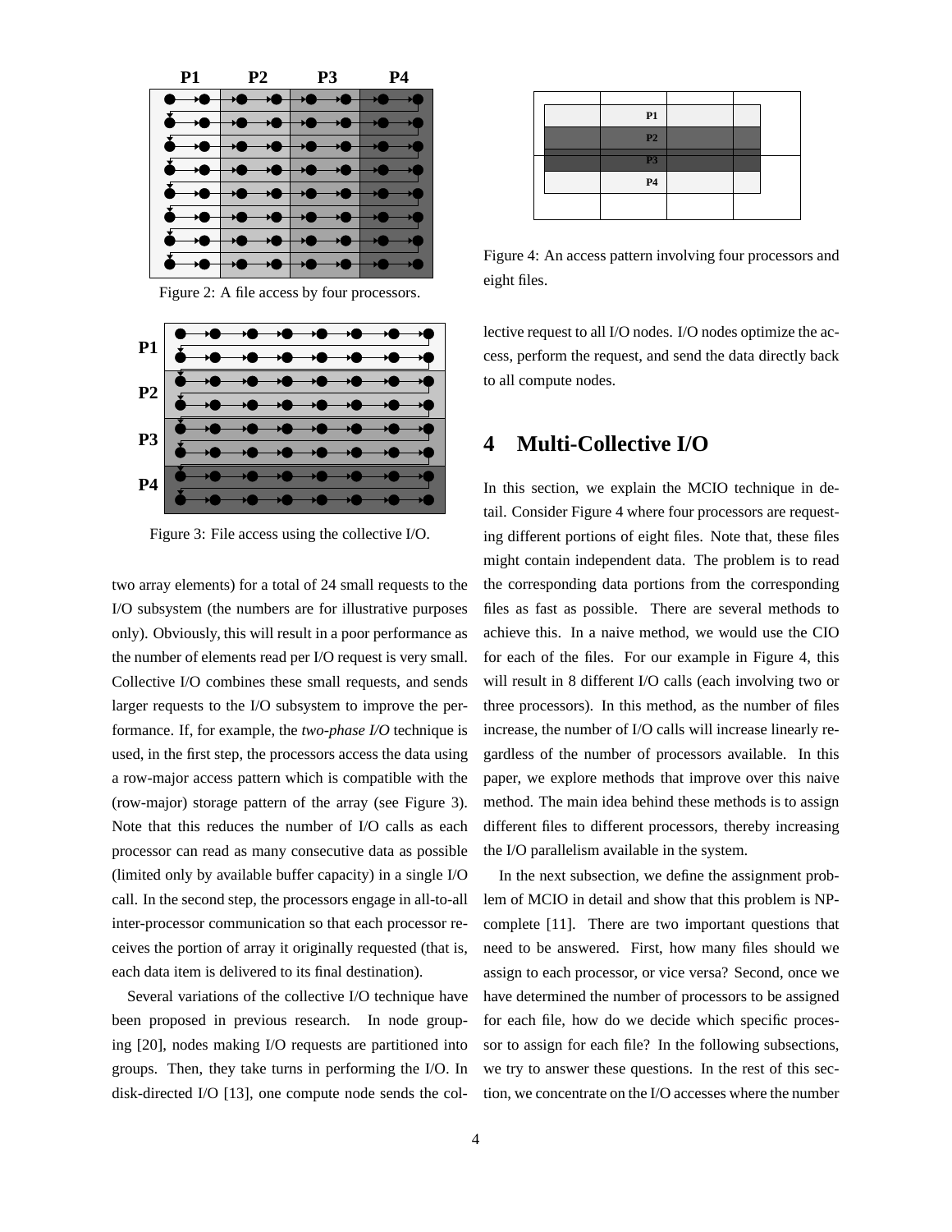Figure 2: A file access by four processors.

Figure 3: File access using the collective I/O.

two array elements) for a total of 24 small requests to the I/O subsystem (the numbers are for illustrative purposes only). Obviously, this will result in a poor performance as the number of elements read per I/O request is very small. Collective I/O combines these small requests, and sends larger requests to the I/O subsystem to improve the performance. If, for example, the *two-phase I/O* technique is used, in the first step, the processors access the data using a row-major access pattern which is compatible with the (row-major) storage pattern of the array (see Figure 3). Note that this reduces the number of I/O calls as each processor can read as many consecutive data as possible (limited only by available buffer capacity) in a single I/O call. In the second step, the processors engage in all-to-all inter-processor communication so that each processor receives the portion of array it originally requested (that is, each data item is delivered to its final destination).

Several variations of the collective I/O technique have been proposed in previous research. In node grouping [20], nodes making I/O requests are partitioned into groups. Then, they take turns in performing the I/O. In disk-directed I/O [13], one compute node sends the collective request to all I/O nodes. I/O nodes optimize the access, perform the request, and send the data directly back to all compute nodes.

Figure 4: An access pattern involving four processors and eight files.

## 4 Multi-Collective I/O

In this section, we explain the MCIO technique in detail. Consider Figure 4 where four processors are requesting different portions of eight files. Note that, these files might contain independent data. The problem is to read the corresponding data portions from the corresponding files as fast as possible. There are several methods to achieve this. In a naive method, we would use the CIO for each of the files. For our example in Figure 4, this will result in 8 different I/O calls (each involving two or three processors). In this method, as the number of files increase, the number of I/O calls will increase linearly regardless of the number of processors available. In this paper, we explore methods that improve over this naive method. The main idea behind these methods is to assign different files to different processors, thereby increasing the I/O parallelism available in the system.

In the next subsection, we define the assignment problem of MCIO in detail and show that this problem is NP-complete [11]. There are two important questions that need to be answered. First, how many files should we assign to each processor, or vice versa? Second, once we have determined the number of processors to be assigned for each file, how do we decide which specific processor to assign for each file? In the following subsections, we try to answer these questions. In the rest of this section, we concentrate on the I/O accesses where the number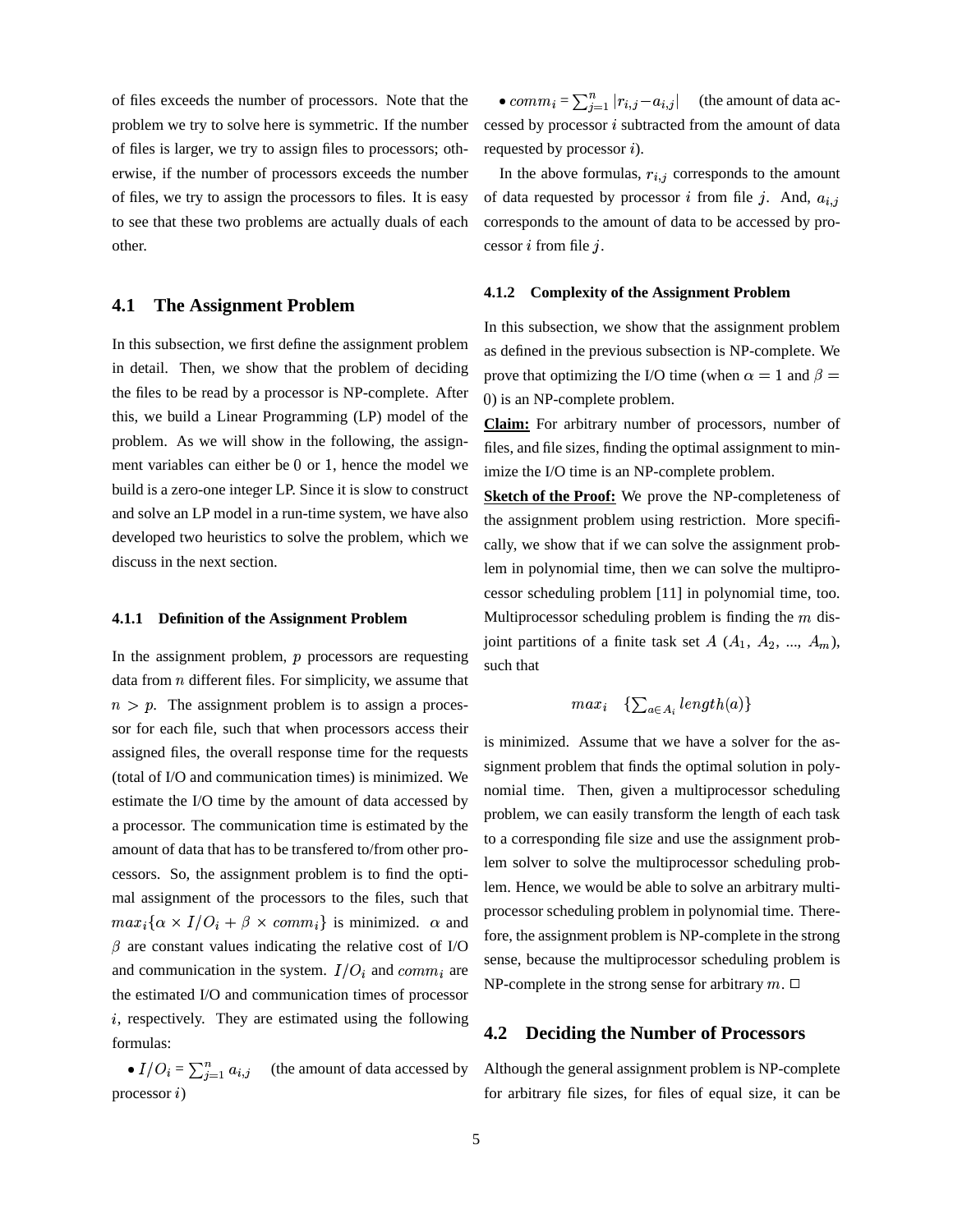of files exceeds the number of processors. Note that the problem we try to solve here is symmetric. If the number of files is larger, we try to assign files to processors; otherwise, if the number of processors exceeds the number of files, we try to assign the processors to files. It is easy to see that these two problems are actually duals of each other.

## 4.1 The Assignment Problem

In this subsection, we first define the assignment problem in detail. Then, we show that the problem of deciding the files to be read by a processor is NP-complete. After this, we build a Linear Programming (LP) model of the problem. As we will show in the following, the assignment variables can either be 0 or 1, hence the model we build is a zero-one integer LP. Since it is slow to construct and solve an LP model in a run-time system, we have also developed two heuristics to solve the problem, which we discuss in the next section.

### 4.1.1 Definition of the Assignment Problem

In the assignment problem, $p$ processors are requesting data from $n$ different files. For simplicity, we assume that $n > p$. The assignment problem is to assign a processor for each file, such that when processors access their assigned files, the overall response time for the requests (total of I/O and communication times) is minimized. We estimate the I/O time by the amount of data accessed by a processor. The communication time is estimated by the amount of data that has to be transfered to/from other processors. So, the assignment problem is to find the optimal assignment of the processors to the files, such that $max_i\{\alpha \times I/O_i + \beta \times comm_i\}$ is minimized. $\alpha$ and $\beta$ are constant values indicating the relative cost of I/O and communication in the system. $I/O_i$ and $comm_i$ are the estimated I/O and communication times of processor $i$, respectively. They are estimated using the following formulas:

- $I/O_i = \sum_{j=1}^{n} a_{i,j}$ (the amount of data accessed by processor $i$)
- $comm_i = \sum_{j=1}^{n} |r_{i,j} - a_{i,j}|$ (the amount of data accessed by processor $i$ subtracted from the amount of data requested by processor $i$).

In the above formulas, $r_{i,j}$ corresponds to the amount of data requested by processor $i$ from file $j$. And, $a_{i,j}$ corresponds to the amount of data to be accessed by processor $i$ from file $j$.

### 4.1.2 Complexity of the Assignment Problem

In this subsection, we show that the assignment problem as defined in the previous subsection is NP-complete. We prove that optimizing the I/O time (when $\alpha = 1$ and $\beta = 0$) is an NP-complete problem.

**Claim:** For arbitrary number of processors, number of files, and file sizes, finding the optimal assignment to minimize the I/O time is an NP-complete problem.

**Sketch of the Proof:** We prove the NP-completeness of the assignment problem using restriction. More specifically, we show that if we can solve the assignment problem in polynomial time, then we can solve the multiprocessor scheduling problem [11] in polynomial time, too. Multiprocessor scheduling problem is finding the $m$ disjoint partitions of a finite task set $A$ ($A_1$, $A_2$, ..., $A_m$), such that

$$max_i \quad \{\sum_{a \in A_i} length(a)\}$$

is minimized. Assume that we have a solver for the assignment problem that finds the optimal solution in polynomial time. Then, given a multiprocessor scheduling problem, we can easily transform the length of each task to a corresponding file size and use the assignment problem solver to solve the multiprocessor scheduling problem. Hence, we would be able to solve an arbitrary multiprocessor scheduling problem in polynomial time. Therefore, the assignment problem is NP-complete in the strong sense, because the multiprocessor scheduling problem is NP-complete in the strong sense for arbitrary $m$. □

## 4.2 Deciding the Number of Processors

Although the general assignment problem is NP-complete for arbitrary file sizes, for files of equal size, it can be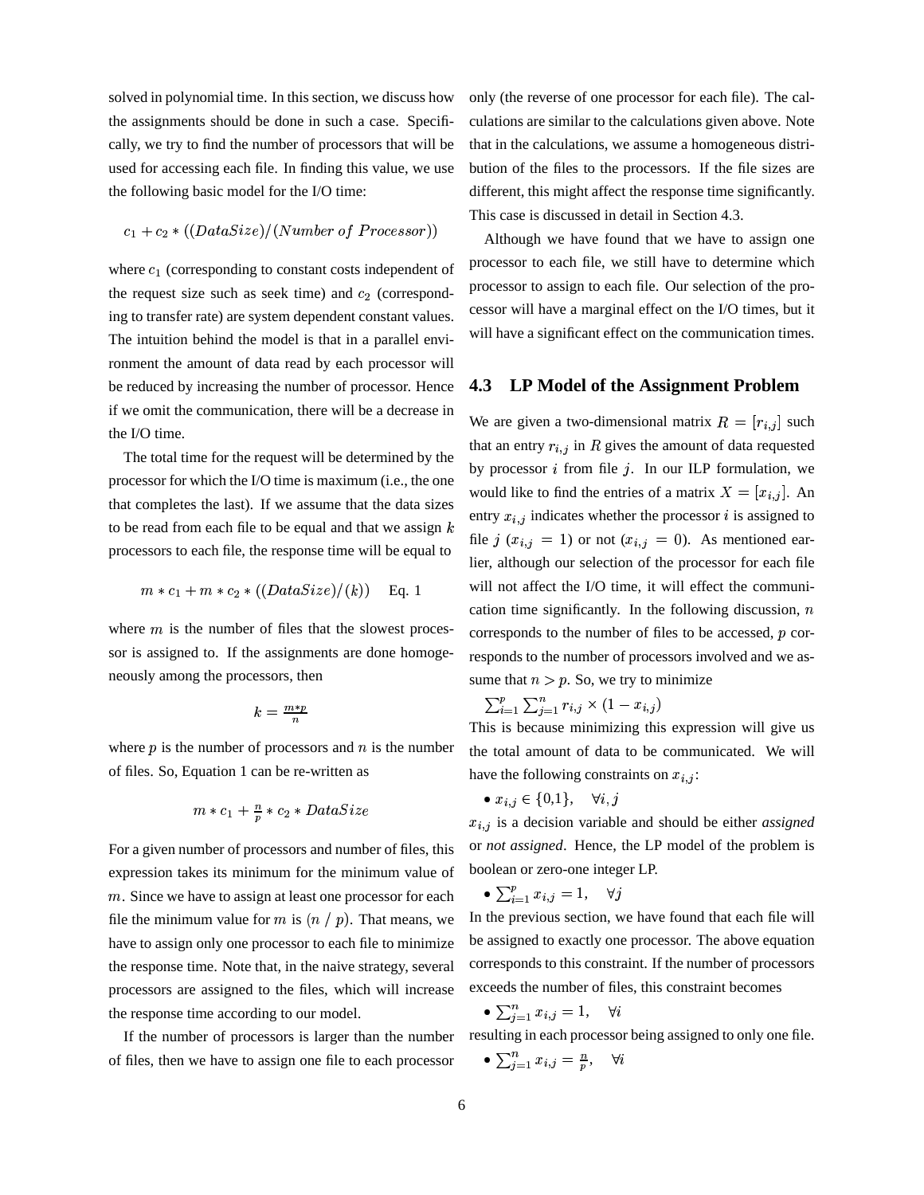solved in polynomial time. In this section, we discuss how the assignments should be done in such a case. Specifically, we try to find the number of processors that will be used for accessing each file. In finding this value, we use the following basic model for the I/O time:

$$c_1 + c_2 * ((DataSize)/(Number\ of\ Processor))$$

where $c_1$ (corresponding to constant costs independent of the request size such as seek time) and $c_2$ (corresponding to transfer rate) are system dependent constant values. The intuition behind the model is that in a parallel environment the amount of data read by each processor will be reduced by increasing the number of processor. Hence if we omit the communication, there will be a decrease in the I/O time.

The total time for the request will be determined by the processor for which the I/O time is maximum (i.e., the one that completes the last). If we assume that the data sizes to be read from each file to be equal and that we assign $k$ processors to each file, the response time will be equal to

$$m * c_1 + m * c_2 * ((DataSize)/(k)) \quad \text{Eq. 1}$$

where $m$ is the number of files that the slowest processor is assigned to. If the assignments are done homogeneously among the processors, then

$$k = \frac{m*p}{n}$$

where $p$ is the number of processors and $n$ is the number of files. So, Equation 1 can be re-written as

$$m * c_1 + \frac{n}{p} * c_2 * DataSize$$

For a given number of processors and number of files, this expression takes its minimum for the minimum value of $m$. Since we have to assign at least one processor for each file the minimum value for $m$ is $(n \ / \ p)$. That means, we have to assign only one processor to each file to minimize the response time. Note that, in the naive strategy, several processors are assigned to the files, which will increase the response time according to our model.

If the number of processors is larger than the number of files, then we have to assign one file to each processor only (the reverse of one processor for each file). The calculations are similar to the calculations given above. Note that in the calculations, we assume a homogeneous distribution of the files to the processors. If the file sizes are different, this might affect the response time significantly. This case is discussed in detail in Section 4.3.

Although we have found that we have to assign one processor to each file, we still have to determine which processor to assign to each file. Our selection of the processor will have a marginal effect on the I/O times, but it will have a significant effect on the communication times.

## 4.3 LP Model of the Assignment Problem

We are given a two-dimensional matrix $R = [r_{i,j}]$ such that an entry $r_{i,j}$ in $R$ gives the amount of data requested by processor $i$ from file $j$. In our ILP formulation, we would like to find the entries of a matrix $X = [x_{i,j}]$. An entry $x_{i,j}$ indicates whether the processor $i$ is assigned to file $j$ ($x_{i,j} = 1$) or not ($x_{i,j} = 0$). As mentioned earlier, although our selection of the processor for each file will not affect the I/O time, it will effect the communication time significantly. In the following discussion, $n$ corresponds to the number of files to be accessed, $p$ corresponds to the number of processors involved and we assume that $n > p$. So, we try to minimize

$\sum_{i=1}^{p} \sum_{j=1}^{n} r_{i,j} \times (1 - x_{i,j})$

This is because minimizing this expression will give us the total amount of data to be communicated. We will have the following constraints on $x_{i,j}$:

- $x_{i,j} \in \{0,1\}, \quad \forall i,j$

$x_{i,j}$ is a decision variable and should be either *assigned* or *not assigned*. Hence, the LP model of the problem is boolean or zero-one integer LP.

- $\sum_{i=1}^{p} x_{i,j} = 1, \quad \forall j$

In the previous section, we have found that each file will be assigned to exactly one processor. The above equation corresponds to this constraint. If the number of processors exceeds the number of files, this constraint becomes

- $\sum_{j=1}^{n} x_{i,j} = 1, \quad \forall i$

resulting in each processor being assigned to only one file.

- $\sum_{j=1}^{n} x_{i,j} = \frac{n}{p}, \quad \forall i$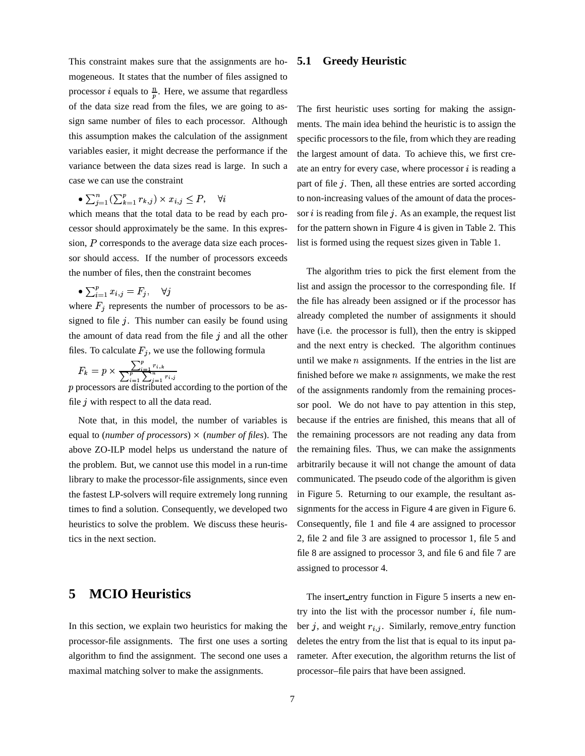This constraint makes sure that the assignments are homogeneous. It states that the number of files assigned to processor $i$ equals to $\frac{n}{p}$. Here, we assume that regardless of the data size read from the files, we are going to assign same number of files to each processor. Although this assumption makes the calculation of the assignment variables easier, it might decrease the performance if the variance between the data sizes read is large. In such a case we can use the constraint

- $\sum_{j=1}^{n} (\sum_{k=1}^{p} r_{k,j}) \times x_{i,j} \leq P, \quad \forall i$

which means that the total data to be read by each processor should approximately be the same. In this expression, $P$ corresponds to the average data size each processor should access. If the number of processors exceeds the number of files, then the constraint becomes

- $\sum_{i=1}^{p} x_{i,j} = F_j, \quad \forall j$

where $F_j$ represents the number of processors to be assigned to file $j$. This number can easily be found using the amount of data read from the file $j$ and all the other files. To calculate $F_j$, we use the following formula

$$F_k = p \times \frac{\sum_{i=1}^{p} r_{i,k}}{\sum_{i=1}^{p} \sum_{j=1}^{n} r_{i,j}}$$

$p$ processors are distributed according to the portion of the file $j$ with respect to all the data read.

Note that, in this model, the number of variables is equal to (*number of processors*) $\times$ (*number of files*). The above ZO-ILP model helps us understand the nature of the problem. But, we cannot use this model in a run-time library to make the processor-file assignments, since even the fastest LP-solvers will require extremely long running times to find a solution. Consequently, we developed two heuristics to solve the problem. We discuss these heuristics in the next section.

# 5 MCIO Heuristics

In this section, we explain two heuristics for making the processor-file assignments. The first one uses a sorting algorithm to find the assignment. The second one uses a maximal matching solver to make the assignments.

## 5.1 Greedy Heuristic

The first heuristic uses sorting for making the assignments. The main idea behind the heuristic is to assign the specific processors to the file, from which they are reading the largest amount of data. To achieve this, we first create an entry for every case, where processor $i$ is reading a part of file $j$. Then, all these entries are sorted according to non-increasing values of the amount of data the processor $i$ is reading from file $j$. As an example, the request list for the pattern shown in Figure 4 is given in Table 2. This list is formed using the request sizes given in Table 1.

The algorithm tries to pick the first element from the list and assign the processor to the corresponding file. If the file has already been assigned or if the processor has already completed the number of assignments it should have (i.e. the processor is full), then the entry is skipped and the next entry is checked. The algorithm continues until we make $n$ assignments. If the entries in the list are finished before we make $n$ assignments, we make the rest of the assignments randomly from the remaining processor pool. We do not have to pay attention in this step, because if the entries are finished, this means that all of the remaining processors are not reading any data from the remaining files. Thus, we can make the assignments arbitrarily because it will not change the amount of data communicated. The pseudo code of the algorithm is given in Figure 5. Returning to our example, the resultant assignments for the access in Figure 4 are given in Figure 6. Consequently, file 1 and file 4 are assigned to processor 2, file 2 and file 3 are assigned to processor 1, file 5 and file 8 are assigned to processor 3, and file 6 and file 7 are assigned to processor 4.

The insert_entry function in Figure 5 inserts a new entry into the list with the processor number $i$, file number $j$, and weight $r_{i,j}$. Similarly, remove_entry function deletes the entry from the list that is equal to its input parameter. After execution, the algorithm returns the list of processor–file pairs that have been assigned.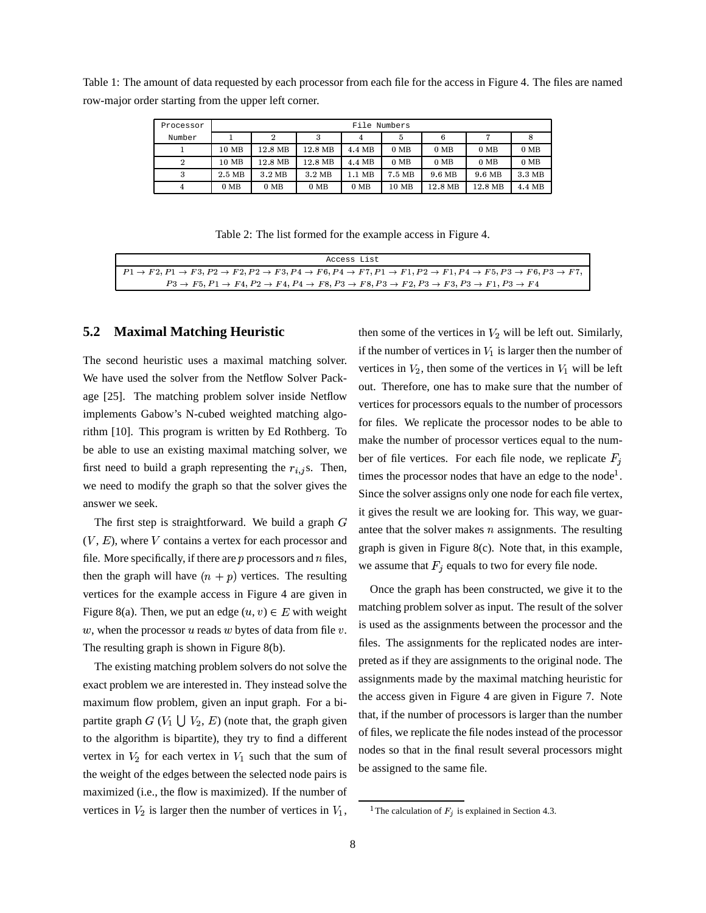Table 1: The amount of data requested by each processor from each file for the access in Figure 4. The files are named row-major order starting from the upper left corner.

| Processor Number | File Numbers 1 | 2 | 3 | 4 | 5 | 6 | 7 | 8 |
|---|---|---|---|---|---|---|---|---|
| 1 | 10 MB | 12.8 MB | 12.8 MB | 4.4 MB | 0 MB | 0 MB | 0 MB | 0 MB |
| 2 | 10 MB | 12.8 MB | 12.8 MB | 4.4 MB | 0 MB | 0 MB | 0 MB | 0 MB |
| 3 | 2.5 MB | 3.2 MB | 3.2 MB | 1.1 MB | 7.5 MB | 9.6 MB | 9.6 MB | 3.3 MB |
| 4 | 0 MB | 0 MB | 0 MB | 0 MB | 10 MB | 12.8 MB | 12.8 MB | 4.4 MB |

Table 2: The list formed for the example access in Figure 4.

| Access List |
|---|
| $P1 \rightarrow F2, P1 \rightarrow F3, P2 \rightarrow F2, P2 \rightarrow F3, P4 \rightarrow F6, P4 \rightarrow F7, P1 \rightarrow F1, P2 \rightarrow F1, P4 \rightarrow F5, P3 \rightarrow F6, P3 \rightarrow F7,$ $P3 \rightarrow F5, P1 \rightarrow F4, P2 \rightarrow F4, P4 \rightarrow F8, P3 \rightarrow F8, P3 \rightarrow F2, P3 \rightarrow F3, P3 \rightarrow F1, P3 \rightarrow F4$ |

## 5.2 Maximal Matching Heuristic

The second heuristic uses a maximal matching solver. We have used the solver from the Netflow Solver Package [25]. The matching problem solver inside Netflow implements Gabow's N-cubed weighted matching algorithm [10]. This program is written by Ed Rothberg. To be able to use an existing maximal matching solver, we first need to build a graph representing the $r_{i,j}$s. Then, we need to modify the graph so that the solver gives the answer we seek.

The first step is straightforward. We build a graph $G$ ($V$, $E$), where $V$ contains a vertex for each processor and file. More specifically, if there are $p$ processors and $n$ files, then the graph will have $(n + p)$ vertices. The resulting vertices for the example access in Figure 4 are given in Figure 8(a). Then, we put an edge $(u, v) \in E$ with weight $w$, when the processor $u$ reads $w$ bytes of data from file $v$. The resulting graph is shown in Figure 8(b).

The existing matching problem solvers do not solve the exact problem we are interested in. They instead solve the maximum flow problem, given an input graph. For a bipartite graph $G$ ($V_1 \bigcup V_2$, $E$) (note that, the graph given to the algorithm is bipartite), they try to find a different vertex in $V_2$ for each vertex in $V_1$ such that the sum of the weight of the edges between the selected node pairs is maximized (i.e., the flow is maximized). If the number of vertices in $V_2$ is larger then the number of vertices in $V_1$, then some of the vertices in $V_2$ will be left out. Similarly, if the number of vertices in $V_1$ is larger then the number of vertices in $V_2$, then some of the vertices in $V_1$ will be left out. Therefore, one has to make sure that the number of vertices for processors equals to the number of processors for files. We replicate the processor nodes to be able to make the number of processor vertices equal to the number of file vertices. For each file node, we replicate $F_j$ times the processor nodes that have an edge to the node[1]. Since the solver assigns only one node for each file vertex, it gives the result we are looking for. This way, we guarantee that the solver makes $n$ assignments. The resulting graph is given in Figure 8(c). Note that, in this example, we assume that $F_j$ equals to two for every file node.

Once the graph has been constructed, we give it to the matching problem solver as input. The result of the solver is used as the assignments between the processor and the files. The assignments for the replicated nodes are interpreted as if they are assignments to the original node. The assignments made by the maximal matching heuristic for the access given in Figure 4 are given in Figure 7. Note that, if the number of processors is larger than the number of files, we replicate the file nodes instead of the processor nodes so that in the final result several processors might be assigned to the same file.

[1] The calculation of $F_j$ is explained in Section 4.3.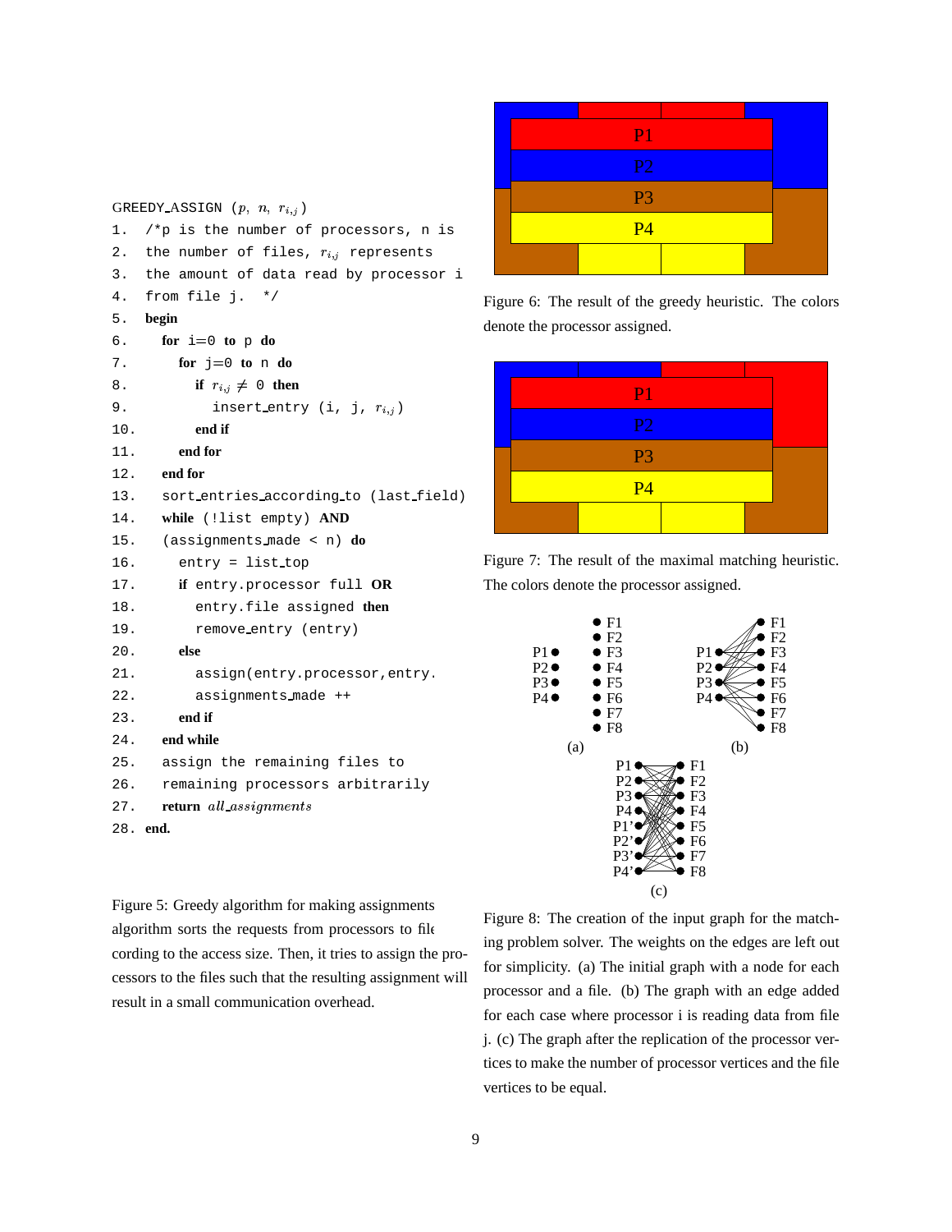```
GREEDY_ASSIGN (p, n, r_{i,j})
1.  /*p is the number of processors, n is
2.  the number of files, r_{i,j} represents
3.  the amount of data read by processor i
4.  from file j.  */
5.  begin
6.    for i=0 to p do
7.      for j=0 to n do
8.        if r_{i,j} ≠ 0 then
9.          insert_entry (i, j, r_{i,j})
10.       end if
11.     end for
12.   end for
13.   sort_entries_according_to (last_field)
14.   while (!list empty) AND
15.   (assignments_made < n) do
16.     entry = list_top
17.     if entry.processor full OR
18.       entry.file assigned then
19.       remove_entry (entry)
20.     else
21.       assign(entry.processor,entry.
22.       assignments_made ++
23.     end if
24.   end while
25.   assign the remaining files to
26.   remaining processors arbitrarily
27.   return all_assignments
28. end.
```

Figure 5: Greedy algorithm for making assignments algorithm sorts the requests from processors to file cording to the access size. Then, it tries to assign the processors to the files such that the resulting assignment will result in a small communication overhead.

Figure 6: The result of the greedy heuristic. The colors denote the processor assigned.

Figure 7: The result of the maximal matching heuristic. The colors denote the processor assigned.

Figure 8: The creation of the input graph for the matching problem solver. The weights on the edges are left out for simplicity. (a) The initial graph with a node for each processor and a file. (b) The graph with an edge added for each case where processor i is reading data from file j. (c) The graph after the replication of the processor vertices to make the number of processor vertices and the file vertices to be equal.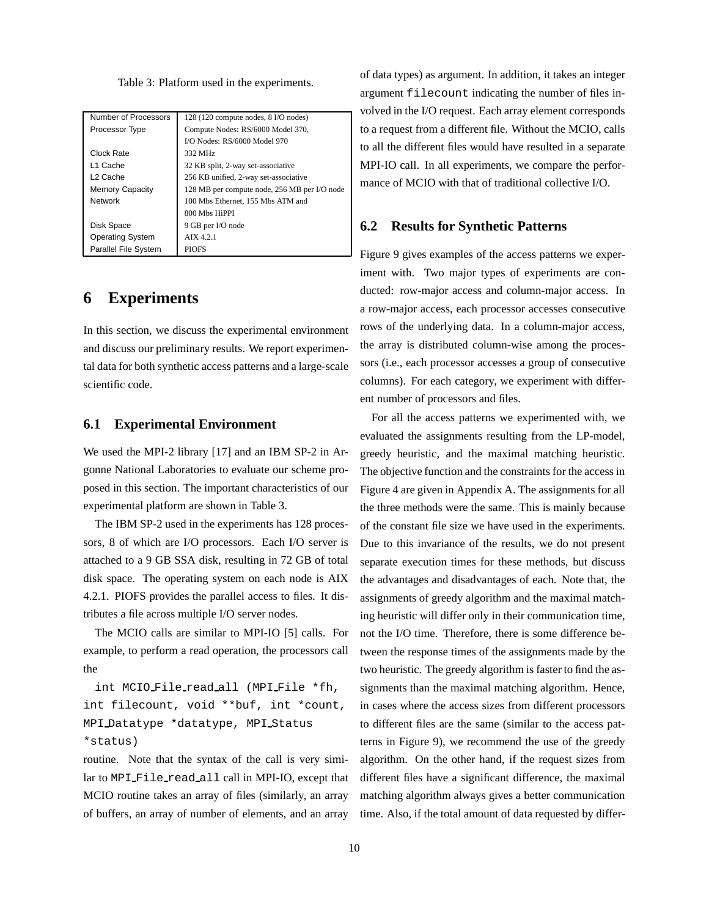Table 3: Platform used in the experiments.

| Number of Processors | 128 (120 compute nodes, 8 I/O nodes) |
|---|---|
| Processor Type | Compute Nodes: RS/6000 Model 370, I/O Nodes: RS/6000 Model 970 |
| Clock Rate | 332 MHz |
| L1 Cache | 32 KB split, 2-way set-associative |
| L2 Cache | 256 KB unified, 2-way set-associative |
| Memory Capacity | 128 MB per compute node, 256 MB per I/O node |
| Network | 100 Mbs Ethernet, 155 Mbs ATM and 800 Mbs HiPPI |
| Disk Space | 9 GB per I/O node |
| Operating System | AIX 4.2.1 |
| Parallel File System | PIOFS |

# 6 Experiments

In this section, we discuss the experimental environment and discuss our preliminary results. We report experimental data for both synthetic access patterns and a large-scale scientific code.

## 6.1 Experimental Environment

We used the MPI-2 library [17] and an IBM SP-2 in Argonne National Laboratories to evaluate our scheme proposed in this section. The important characteristics of our experimental platform are shown in Table 3.

The IBM SP-2 used in the experiments has 128 processors, 8 of which are I/O processors. Each I/O server is attached to a 9 GB SSA disk, resulting in 72 GB of total disk space. The operating system on each node is AIX 4.2.1. PIOFS provides the parallel access to files. It distributes a file across multiple I/O server nodes.

The MCIO calls are similar to MPI-IO [5] calls. For example, to perform a read operation, the processors call the

```
int MCIO_File_read_all (MPI_File *fh,
int filecount, void **buf, int *count,
MPI_Datatype *datatype, MPI_Status
*status)
```

routine. Note that the syntax of the call is very similar to `MPI_File_read_all` call in MPI-IO, except that MCIO routine takes an array of files (similarly, an array of buffers, an array of number of elements, and an array of data types) as argument. In addition, it takes an integer argument `filecount` indicating the number of files involved in the I/O request. Each array element corresponds to a request from a different file. Without the MCIO, calls to all the different files would have resulted in a separate MPI-IO call. In all experiments, we compare the performance of MCIO with that of traditional collective I/O.

## 6.2 Results for Synthetic Patterns

Figure 9 gives examples of the access patterns we experiment with. Two major types of experiments are conducted: row-major access and column-major access. In a row-major access, each processor accesses consecutive rows of the underlying data. In a column-major access, the array is distributed column-wise among the processors (i.e., each processor accesses a group of consecutive columns). For each category, we experiment with different number of processors and files.

For all the access patterns we experimented with, we evaluated the assignments resulting from the LP-model, greedy heuristic, and the maximal matching heuristic. The objective function and the constraints for the access in Figure 4 are given in Appendix A. The assignments for all the three methods were the same. This is mainly because of the constant file size we have used in the experiments. Due to this invariance of the results, we do not present separate execution times for these methods, but discuss the advantages and disadvantages of each. Note that, the assignments of greedy algorithm and the maximal matching heuristic will differ only in their communication time, not the I/O time. Therefore, there is some difference between the response times of the assignments made by the two heuristic. The greedy algorithm is faster to find the assignments than the maximal matching algorithm. Hence, in cases where the access sizes from different processors to different files are the same (similar to the access patterns in Figure 9), we recommend the use of the greedy algorithm. On the other hand, if the request sizes from different files have a significant difference, the maximal matching algorithm always gives a better communication time. Also, if the total amount of data requested by differ-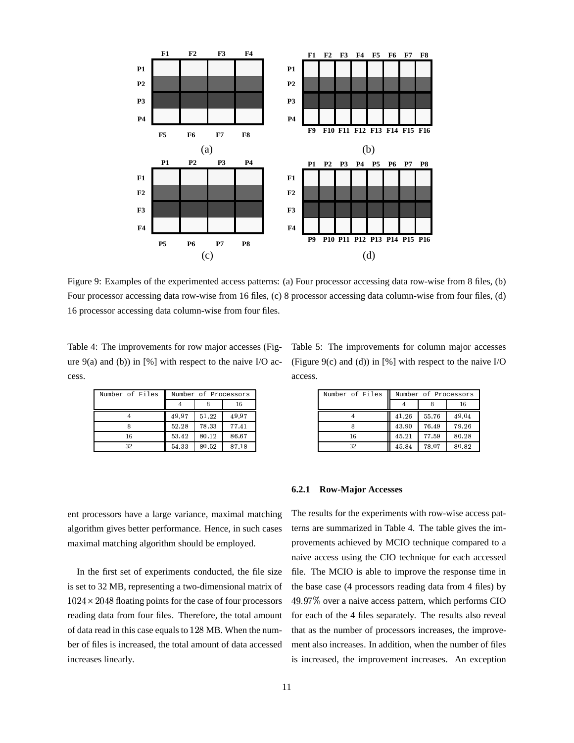Figure 9: Examples of the experimented access patterns: (a) Four processor accessing data row-wise from 8 files, (b) Four processor accessing data row-wise from 16 files, (c) 8 processor accessing data column-wise from four files, (d) 16 processor accessing data column-wise from four files.

Table 4: The improvements for row major accesses (Figure 9(a) and (b)) in [%] with respect to the naive I/O access.

| Number of Files | Number of Processors | | |
|---|---|---|---|
| | 4 | 8 | 16 |
| 4 | 49.97 | 51.22 | 49.97 |
| 8 | 52.28 | 78.33 | 77.41 |
| 16 | 53.42 | 80.12 | 86.67 |
| 32 | 54.33 | 80.52 | 87.18 |

Table 5: The improvements for column major accesses (Figure 9(c) and (d)) in [%] with respect to the naive I/O access.

| Number of Files | Number of Processors | | |
|---|---|---|---|
| | 4 | 8 | 16 |
| 4 | 41.26 | 55.76 | 49.04 |
| 8 | 43.90 | 76.49 | 79.26 |
| 16 | 45.21 | 77.59 | 80.28 |
| 32 | 45.84 | 78.07 | 80.82 |

ent processors have a large variance, maximal matching algorithm gives better performance. Hence, in such cases maximal matching algorithm should be employed.

In the first set of experiments conducted, the file size is set to 32 MB, representing a two-dimensional matrix of $1024 \times 2048$ floating points for the case of four processors reading data from four files. Therefore, the total amount of data read in this case equals to 128 MB. When the number of files is increased, the total amount of data accessed increases linearly.

#### 6.2.1 Row-Major Accesses

The results for the experiments with row-wise access patterns are summarized in Table 4. The table gives the improvements achieved by MCIO technique compared to a naive access using the CIO technique for each accessed file. The MCIO is able to improve the response time in the base case (4 processors reading data from 4 files) by $49.97\%$ over a naive access pattern, which performs CIO for each of the 4 files separately. The results also reveal that as the number of processors increases, the improvement also increases. In addition, when the number of files is increased, the improvement increases. An exception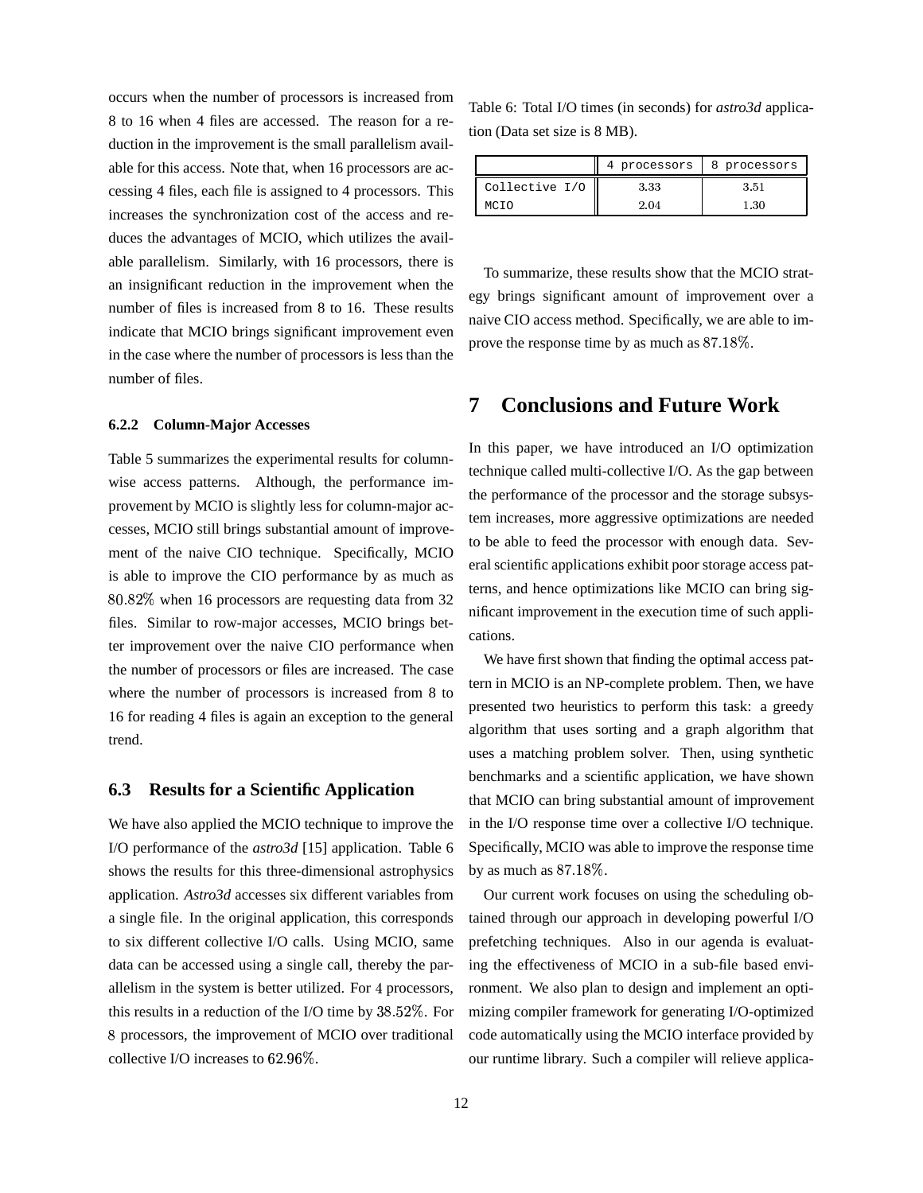occurs when the number of processors is increased from 8 to 16 when 4 files are accessed. The reason for a reduction in the improvement is the small parallelism available for this access. Note that, when 16 processors are accessing 4 files, each file is assigned to 4 processors. This increases the synchronization cost of the access and reduces the advantages of MCIO, which utilizes the available parallelism. Similarly, with 16 processors, there is an insignificant reduction in the improvement when the number of files is increased from 8 to 16. These results indicate that MCIO brings significant improvement even in the case where the number of processors is less than the number of files.

#### 6.2.2 Column-Major Accesses

Table 5 summarizes the experimental results for column-wise access patterns. Although, the performance improvement by MCIO is slightly less for column-major accesses, MCIO still brings substantial amount of improvement of the naive CIO technique. Specifically, MCIO is able to improve the CIO performance by as much as $80.82\%$ when 16 processors are requesting data from 32 files. Similar to row-major accesses, MCIO brings better improvement over the naive CIO performance when the number of processors or files are increased. The case where the number of processors is increased from 8 to 16 for reading 4 files is again an exception to the general trend.

### 6.3 Results for a Scientific Application

We have also applied the MCIO technique to improve the I/O performance of the *astro3d* [15] application. Table 6 shows the results for this three-dimensional astrophysics application. *Astro3d* accesses six different variables from a single file. In the original application, this corresponds to six different collective I/O calls. Using MCIO, same data can be accessed using a single call, thereby the parallelism in the system is better utilized. For $4$ processors, this results in a reduction of the I/O time by $38.52\%$. For $8$ processors, the improvement of MCIO over traditional collective I/O increases to $62.96\%$.

Table 6: Total I/O times (in seconds) for *astro3d* application (Data set size is 8 MB).

| | 4 processors | 8 processors |
|---|---|---|
| Collective I/O | 3.33 | 3.51 |
| MCIO | 2.04 | 1.30 |

To summarize, these results show that the MCIO strategy brings significant amount of improvement over a naive CIO access method. Specifically, we are able to improve the response time by as much as $87.18\%$.

## 7 Conclusions and Future Work

In this paper, we have introduced an I/O optimization technique called multi-collective I/O. As the gap between the performance of the processor and the storage subsystem increases, more aggressive optimizations are needed to be able to feed the processor with enough data. Several scientific applications exhibit poor storage access patterns, and hence optimizations like MCIO can bring significant improvement in the execution time of such applications.

We have first shown that finding the optimal access pattern in MCIO is an NP-complete problem. Then, we have presented two heuristics to perform this task: a greedy algorithm that uses sorting and a graph algorithm that uses a matching problem solver. Then, using synthetic benchmarks and a scientific application, we have shown that MCIO can bring substantial amount of improvement in the I/O response time over a collective I/O technique. Specifically, MCIO was able to improve the response time by as much as $87.18\%$.

Our current work focuses on using the scheduling obtained through our approach in developing powerful I/O prefetching techniques. Also in our agenda is evaluating the effectiveness of MCIO in a sub-file based environment. We also plan to design and implement an optimizing compiler framework for generating I/O-optimized code automatically using the MCIO interface provided by our runtime library. Such a compiler will relieve applica-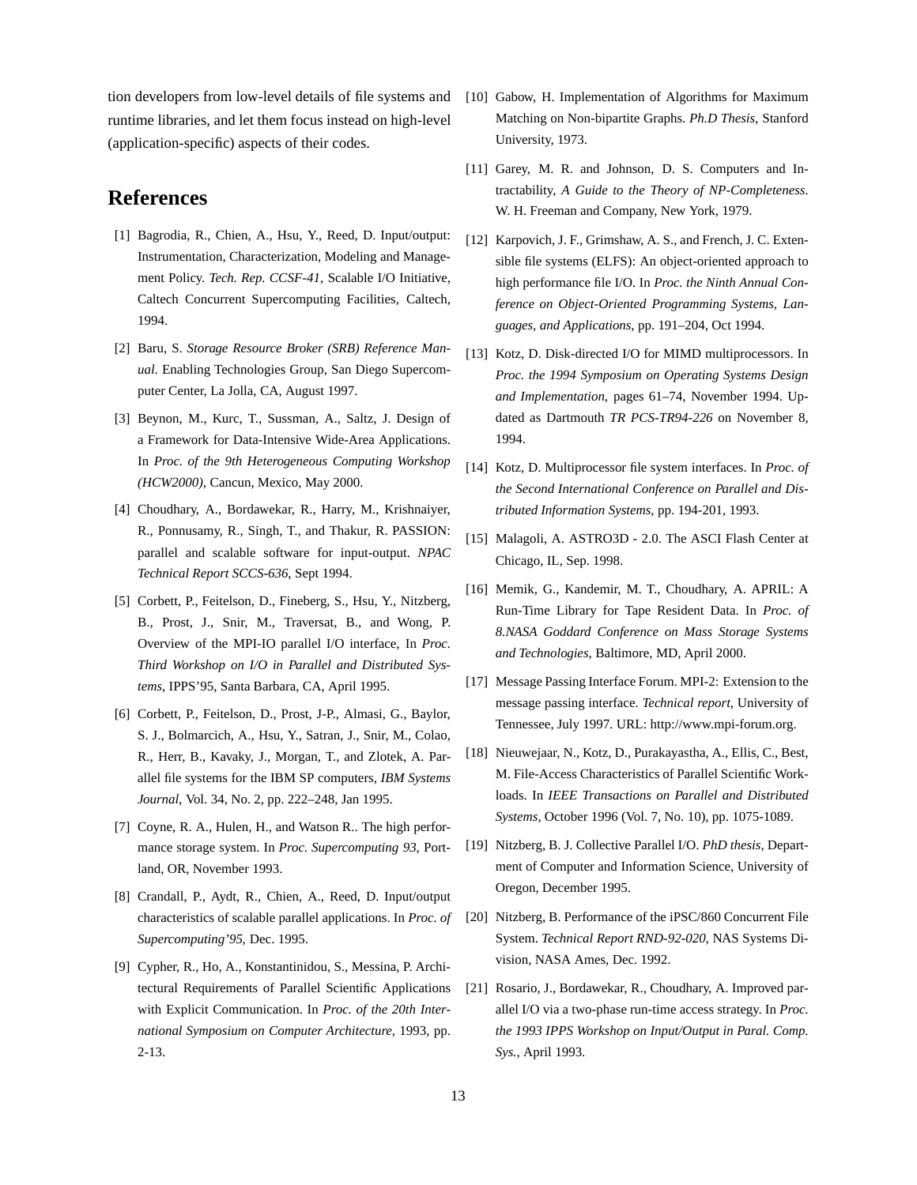tion developers from low-level details of file systems and runtime libraries, and let them focus instead on high-level (application-specific) aspects of their codes.

## References

[1] Bagrodia, R., Chien, A., Hsu, Y., Reed, D. Input/output: Instrumentation, Characterization, Modeling and Management Policy. *Tech. Rep. CCSF-41*, Scalable I/O Initiative, Caltech Concurrent Supercomputing Facilities, Caltech, 1994.

[2] Baru, S. *Storage Resource Broker (SRB) Reference Manual.* Enabling Technologies Group, San Diego Supercomputer Center, La Jolla, CA, August 1997.

[3] Beynon, M., Kurc, T., Sussman, A., Saltz, J. Design of a Framework for Data-Intensive Wide-Area Applications. In *Proc. of the 9th Heterogeneous Computing Workshop (HCW2000)*, Cancun, Mexico, May 2000.

[4] Choudhary, A., Bordawekar, R., Harry, M., Krishnaiyer, R., Ponnusamy, R., Singh, T., and Thakur, R. PASSION: parallel and scalable software for input-output. *NPAC Technical Report SCCS-636*, Sept 1994.

[5] Corbett, P., Feitelson, D., Fineberg, S., Hsu, Y., Nitzberg, B., Prost, J., Snir, M., Traversat, B., and Wong, P. Overview of the MPI-IO parallel I/O interface, In *Proc. Third Workshop on I/O in Parallel and Distributed Systems*, IPPS'95, Santa Barbara, CA, April 1995.

[6] Corbett, P., Feitelson, D., Prost, J-P., Almasi, G., Baylor, S. J., Bolmarcich, A., Hsu, Y., Satran, J., Snir, M., Colao, R., Herr, B., Kavaky, J., Morgan, T., and Zlotek, A. Parallel file systems for the IBM SP computers, *IBM Systems Journal*, Vol. 34, No. 2, pp. 222–248, Jan 1995.

[7] Coyne, R. A., Hulen, H., and Watson R.. The high performance storage system. In *Proc. Supercomputing 93*, Portland, OR, November 1993.

[8] Crandall, P., Aydt, R., Chien, A., Reed, D. Input/output characteristics of scalable parallel applications. In *Proc. of Supercomputing'95,* Dec. 1995.

[9] Cypher, R., Ho, A., Konstantinidou, S., Messina, P. Architectural Requirements of Parallel Scientific Applications with Explicit Communication. In *Proc. of the 20th International Symposium on Computer Architecture*, 1993, pp. 2-13.

[10] Gabow, H. Implementation of Algorithms for Maximum Matching on Non-bipartite Graphs. *Ph.D Thesis*, Stanford University, 1973.

[11] Garey, M. R. and Johnson, D. S. Computers and Intractability, *A Guide to the Theory of NP-Completeness.* W. H. Freeman and Company, New York, 1979.

[12] Karpovich, J. F., Grimshaw, A. S., and French, J. C. Extensible file systems (ELFS): An object-oriented approach to high performance file I/O. In *Proc. the Ninth Annual Conference on Object-Oriented Programming Systems, Languages, and Applications*, pp. 191–204, Oct 1994.

[13] Kotz, D. Disk-directed I/O for MIMD multiprocessors. In *Proc. the 1994 Symposium on Operating Systems Design and Implementation*, pages 61–74, November 1994. Updated as Dartmouth *TR PCS-TR94-226* on November 8, 1994.

[14] Kotz, D. Multiprocessor file system interfaces. In *Proc. of the Second International Conference on Parallel and Distributed Information Systems*, pp. 194-201, 1993.

[15] Malagoli, A. ASTRO3D - 2.0. The ASCI Flash Center at Chicago, IL, Sep. 1998.

[16] Memik, G., Kandemir, M. T., Choudhary, A. APRIL: A Run-Time Library for Tape Resident Data. In *Proc. of 8.NASA Goddard Conference on Mass Storage Systems and Technologies*, Baltimore, MD, April 2000.

[17] Message Passing Interface Forum. MPI-2: Extension to the message passing interface. *Technical report*, University of Tennessee, July 1997. URL: http://www.mpi-forum.org.

[18] Nieuwejaar, N., Kotz, D., Purakayastha, A., Ellis, C., Best, M. File-Access Characteristics of Parallel Scientific Workloads. In *IEEE Transactions on Parallel and Distributed Systems,* October 1996 (Vol. 7, No. 10), pp. 1075-1089.

[19] Nitzberg, B. J. Collective Parallel I/O. *PhD thesis,* Department of Computer and Information Science, University of Oregon, December 1995.

[20] Nitzberg, B. Performance of the iPSC/860 Concurrent File System. *Technical Report RND-92-020,* NAS Systems Division, NASA Ames, Dec. 1992.

[21] Rosario, J., Bordawekar, R., Choudhary, A. Improved parallel I/O via a two-phase run-time access strategy. In *Proc. the 1993 IPPS Workshop on Input/Output in Paral. Comp. Sys.,* April 1993.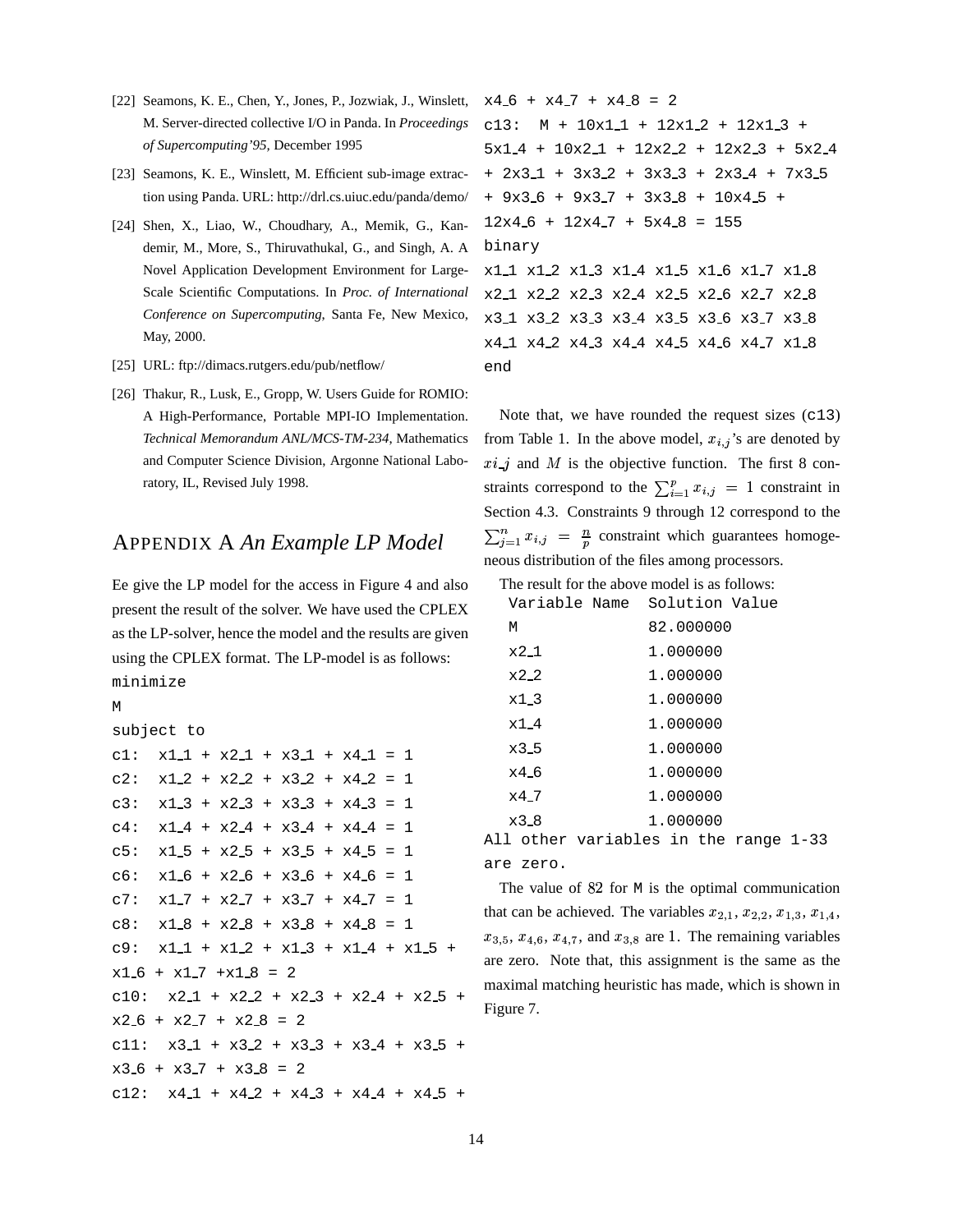[22] Seamons, K. E., Chen, Y., Jones, P., Jozwiak, J., Winslett, M. Server-directed collective I/O in Panda. In *Proceedings of Supercomputing'95*, December 1995

[23] Seamons, K. E., Winslett, M. Efficient sub-image extraction using Panda. URL: http://drl.cs.uiuc.edu/panda/demo/

[24] Shen, X., Liao, W., Choudhary, A., Memik, G., Kandemir, M., More, S., Thiruvathukal, G., and Singh, A. A Novel Application Development Environment for Large-Scale Scientific Computations. In *Proc. of International Conference on Supercomputing*, Santa Fe, New Mexico, May, 2000.

[25] URL: ftp://dimacs.rutgers.edu/pub/netflow/

[26] Thakur, R., Lusk, E., Gropp, W. Users Guide for ROMIO: A High-Performance, Portable MPI-IO Implementation. *Technical Memorandum ANL/MCS-TM-234*, Mathematics and Computer Science Division, Argonne National Laboratory, IL, Revised July 1998.

## APPENDIX A *An Example LP Model*

Ee give the LP model for the access in Figure 4 and also present the result of the solver. We have used the CPLEX as the LP-solver, hence the model and the results are given using the CPLEX format. The LP-model is as follows:

```
minimize
M
subject to
c1:  x1_1 + x2_1 + x3_1 + x4_1 = 1
c2:  x1_2 + x2_2 + x3_2 + x4_2 = 1
c3:  x1_3 + x2_3 + x3_3 + x4_3 = 1
c4:  x1_4 + x2_4 + x3_4 + x4_4 = 1
c5:  x1_5 + x2_5 + x3_5 + x4_5 = 1
c6:  x1_6 + x2_6 + x3_6 + x4_6 = 1
c7:  x1_7 + x2_7 + x3_7 + x4_7 = 1
c8:  x1_8 + x2_8 + x3_8 + x4_8 = 1
c9:  x1_1 + x1_2 + x1_3 + x1_4 + x1_5 +
x1_6 + x1_7 +x1_8 = 2
c10:  x2_1 + x2_2 + x2_3 + x2_4 + x2_5 +
x2_6 + x2_7 + x2_8 = 2
c11:  x3_1 + x3_2 + x3_3 + x3_4 + x3_5 +
x3_6 + x3_7 + x3_8 = 2
c12:  x4_1 + x4_2 + x4_3 + x4_4 + x4_5 +
x4_6 + x4_7 + x4_8 = 2
c13:  M + 10x1_1 + 12x1_2 + 12x1_3 +
5x1_4 + 10x2_1 + 12x2_2 + 12x2_3 + 5x2_4
+ 2x3_1 + 3x3_2 + 3x3_3 + 2x3_4 + 7x3_5
+ 9x3_6 + 9x3_7 + 3x3_8 + 10x4_5 +
12x4_6 + 12x4_7 + 5x4_8 = 155
binary
x1_1 x1_2 x1_3 x1_4 x1_5 x1_6 x1_7 x1_8
x2_1 x2_2 x2_3 x2_4 x2_5 x2_6 x2_7 x2_8
x3_1 x3_2 x3_3 x3_4 x3_5 x3_6 x3_7 x3_8
x4_1 x4_2 x4_3 x4_4 x4_5 x4_6 x4_7 x1_8
end
```

Note that, we have rounded the request sizes (c13) from Table 1. In the above model, $x_{i,j}$'s are denoted by $xi\_j$ and $M$ is the objective function. The first 8 constraints correspond to the $\sum_{i=1}^{p} x_{i,j} = 1$ constraint in Section 4.3. Constraints 9 through 12 correspond to the $\sum_{j=1}^{n} x_{i,j} = \frac{n}{p}$ constraint which guarantees homogeneous distribution of the files among processors.

The result for the above model is as follows:

```
Variable Name  Solution Value
M              82.000000
x2_1           1.000000
x2_2           1.000000
x1_3           1.000000
x1_4           1.000000
x3_5           1.000000
x4_6           1.000000
x4_7           1.000000
x3_8           1.000000
All other variables in the range 1-33
are zero.
```

The value of 82 for M is the optimal communication that can be achieved. The variables $x_{2,1}$, $x_{2,2}$, $x_{1,3}$, $x_{1,4}$, $x_{3,5}$, $x_{4,6}$, $x_{4,7}$, and $x_{3,8}$ are 1. The remaining variables are zero. Note that, this assignment is the same as the maximal matching heuristic has made, which is shown in Figure 7.